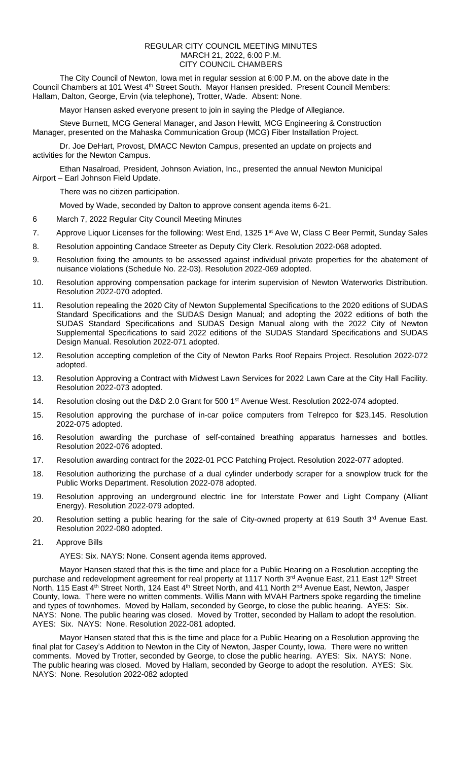# REGULAR CITY COUNCIL MEETING MINUTES
## MARCH 21, 2022, 6:00 P.M.
## CITY COUNCIL CHAMBERS

The City Council of Newton, Iowa met in regular session at 6:00 P.M. on the above date in the Council Chambers at 101 West 4th Street South. Mayor Hansen presided. Present Council Members: Hallam, Dalton, George, Ervin (via telephone), Trotter, Wade. Absent: None.

Mayor Hansen asked everyone present to join in saying the Pledge of Allegiance.

Steve Burnett, MCG General Manager, and Jason Hewitt, MCG Engineering & Construction Manager, presented on the Mahaska Communication Group (MCG) Fiber Installation Project.

Dr. Joe DeHart, Provost, DMACC Newton Campus, presented an update on projects and activities for the Newton Campus.

Ethan Nasalroad, President, Johnson Aviation, Inc., presented the annual Newton Municipal Airport – Earl Johnson Field Update.

There was no citizen participation.

Moved by Wade, seconded by Dalton to approve consent agenda items 6-21.

6 March 7, 2022 Regular City Council Meeting Minutes

7. Approve Liquor Licenses for the following: West End, 1325 1st Ave W, Class C Beer Permit, Sunday Sales

8. Resolution appointing Candace Streeter as Deputy City Clerk. Resolution 2022-068 adopted.

9. Resolution fixing the amounts to be assessed against individual private properties for the abatement of nuisance violations (Schedule No. 22-03). Resolution 2022-069 adopted.

10. Resolution approving compensation package for interim supervision of Newton Waterworks Distribution. Resolution 2022-070 adopted.

11. Resolution repealing the 2020 City of Newton Supplemental Specifications to the 2020 editions of SUDAS Standard Specifications and the SUDAS Design Manual; and adopting the 2022 editions of both the SUDAS Standard Specifications and SUDAS Design Manual along with the 2022 City of Newton Supplemental Specifications to said 2022 editions of the SUDAS Standard Specifications and SUDAS Design Manual. Resolution 2022-071 adopted.

12. Resolution accepting completion of the City of Newton Parks Roof Repairs Project. Resolution 2022-072 adopted.

13. Resolution Approving a Contract with Midwest Lawn Services for 2022 Lawn Care at the City Hall Facility. Resolution 2022-073 adopted.

14. Resolution closing out the D&D 2.0 Grant for 500 1st Avenue West. Resolution 2022-074 adopted.

15. Resolution approving the purchase of in-car police computers from Telrepco for $23,145. Resolution 2022-075 adopted.

16. Resolution awarding the purchase of self-contained breathing apparatus harnesses and bottles. Resolution 2022-076 adopted.

17. Resolution awarding contract for the 2022-01 PCC Patching Project. Resolution 2022-077 adopted.

18. Resolution authorizing the purchase of a dual cylinder underbody scraper for a snowplow truck for the Public Works Department. Resolution 2022-078 adopted.

19. Resolution approving an underground electric line for Interstate Power and Light Company (Alliant Energy). Resolution 2022-079 adopted.

20. Resolution setting a public hearing for the sale of City-owned property at 619 South 3rd Avenue East. Resolution 2022-080 adopted.

21. Approve Bills

AYES: Six. NAYS: None. Consent agenda items approved.

Mayor Hansen stated that this is the time and place for a Public Hearing on a Resolution accepting the purchase and redevelopment agreement for real property at 1117 North 3rd Avenue East, 211 East 12th Street North, 115 East 4th Street North, 124 East 4th Street North, and 411 North 2nd Avenue East, Newton, Jasper County, Iowa. There were no written comments. Willis Mann with MVAH Partners spoke regarding the timeline and types of townhomes. Moved by Hallam, seconded by George, to close the public hearing. AYES: Six. NAYS: None. The public hearing was closed. Moved by Trotter, seconded by Hallam to adopt the resolution. AYES: Six. NAYS: None. Resolution 2022-081 adopted.

Mayor Hansen stated that this is the time and place for a Public Hearing on a Resolution approving the final plat for Casey's Addition to Newton in the City of Newton, Jasper County, Iowa. There were no written comments. Moved by Trotter, seconded by George, to close the public hearing. AYES: Six. NAYS: None. The public hearing was closed. Moved by Hallam, seconded by George to adopt the resolution. AYES: Six. NAYS: None. Resolution 2022-082 adopted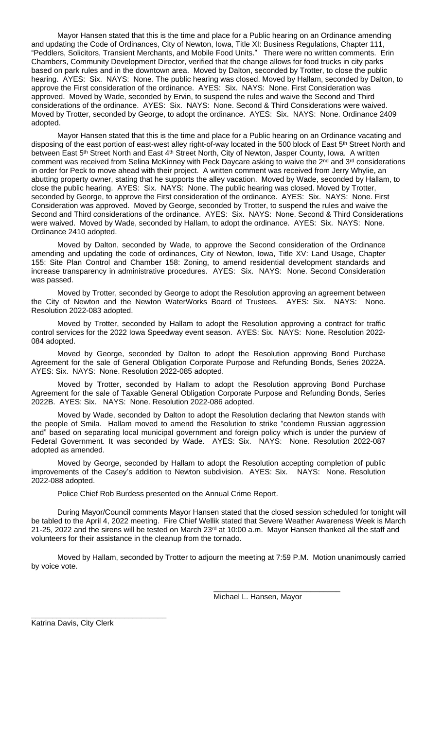Mayor Hansen stated that this is the time and place for a Public hearing on an Ordinance amending and updating the Code of Ordinances, City of Newton, Iowa, Title XI: Business Regulations, Chapter 111, "Peddlers, Solicitors, Transient Merchants, and Mobile Food Units." There were no written comments. Erin Chambers, Community Development Director, verified that the change allows for food trucks in city parks based on park rules and in the downtown area. Moved by Dalton, seconded by Trotter, to close the public hearing. AYES: Six. NAYS: None. The public hearing was closed. Moved by Hallam, seconded by Dalton, to approve the First consideration of the ordinance. AYES: Six. NAYS: None. First Consideration was approved. Moved by Wade, seconded by Ervin, to suspend the rules and waive the Second and Third considerations of the ordinance. AYES: Six. NAYS: None. Second & Third Considerations were waived. Moved by Trotter, seconded by George, to adopt the ordinance. AYES: Six. NAYS: None. Ordinance 2409 adopted.

Mayor Hansen stated that this is the time and place for a Public hearing on an Ordinance vacating and disposing of the east portion of east-west alley right-of-way located in the 500 block of East 5th Street North and between East 5th Street North and East 4th Street North, City of Newton, Jasper County, Iowa. A written comment was received from Selina McKinney with Peck Daycare asking to waive the 2nd and 3rd considerations in order for Peck to move ahead with their project. A written comment was received from Jerry Whylie, an abutting property owner, stating that he supports the alley vacation. Moved by Wade, seconded by Hallam, to close the public hearing. AYES: Six. NAYS: None. The public hearing was closed. Moved by Trotter, seconded by George, to approve the First consideration of the ordinance. AYES: Six. NAYS: None. First Consideration was approved. Moved by George, seconded by Trotter, to suspend the rules and waive the Second and Third considerations of the ordinance. AYES: Six. NAYS: None. Second & Third Considerations were waived. Moved by Wade, seconded by Hallam, to adopt the ordinance. AYES: Six. NAYS: None. Ordinance 2410 adopted.

Moved by Dalton, seconded by Wade, to approve the Second consideration of the Ordinance amending and updating the code of ordinances, City of Newton, Iowa, Title XV: Land Usage, Chapter 155: Site Plan Control and Chamber 158: Zoning, to amend residential development standards and increase transparency in administrative procedures. AYES: Six. NAYS: None. Second Consideration was passed.

Moved by Trotter, seconded by George to adopt the Resolution approving an agreement between the City of Newton and the Newton WaterWorks Board of Trustees. AYES: Six. NAYS: None. Resolution 2022-083 adopted.

Moved by Trotter, seconded by Hallam to adopt the Resolution approving a contract for traffic control services for the 2022 Iowa Speedway event season. AYES: Six. NAYS: None. Resolution 2022-084 adopted.

Moved by George, seconded by Dalton to adopt the Resolution approving Bond Purchase Agreement for the sale of General Obligation Corporate Purpose and Refunding Bonds, Series 2022A. AYES: Six. NAYS: None. Resolution 2022-085 adopted.

Moved by Trotter, seconded by Hallam to adopt the Resolution approving Bond Purchase Agreement for the sale of Taxable General Obligation Corporate Purpose and Refunding Bonds, Series 2022B. AYES: Six. NAYS: None. Resolution 2022-086 adopted.

Moved by Wade, seconded by Dalton to adopt the Resolution declaring that Newton stands with the people of Smila. Hallam moved to amend the Resolution to strike "condemn Russian aggression and" based on separating local municipal government and foreign policy which is under the purview of Federal Government. It was seconded by Wade. AYES: Six. NAYS: None. Resolution 2022-087 adopted as amended.

Moved by George, seconded by Hallam to adopt the Resolution accepting completion of public improvements of the Casey's addition to Newton subdivision. AYES: Six. NAYS: None. Resolution 2022-088 adopted.

Police Chief Rob Burdess presented on the Annual Crime Report.

During Mayor/Council comments Mayor Hansen stated that the closed session scheduled for tonight will be tabled to the April 4, 2022 meeting. Fire Chief Wellik stated that Severe Weather Awareness Week is March 21-25, 2022 and the sirens will be tested on March 23rd at 10:00 a.m. Mayor Hansen thanked all the staff and volunteers for their assistance in the cleanup from the tornado.

Moved by Hallam, seconded by Trotter to adjourn the meeting at 7:59 P.M. Motion unanimously carried by voice vote.

\_\_\_\_\_\_\_\_\_\_\_\_\_\_\_\_\_\_\_\_\_\_\_\_\_\_\_\_\_\_

Michael L. Hansen, Mayor

\_\_\_\_\_\_\_\_\_\_\_\_\_\_\_\_\_\_\_\_\_\_\_\_\_\_\_\_\_\_

Katrina Davis, City Clerk